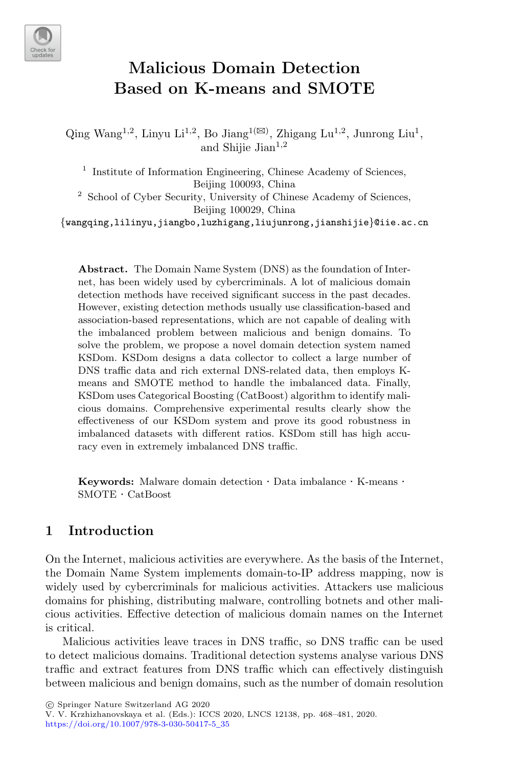# Malicious Domain Detection Based on K-means and SMOTE

Qing Wang[1,2], Linyu Li[1,2], Bo Jiang[1](✉), Zhigang Lu[1,2], Junrong Liu[1], and Shijie Jian[1,2]

[1] Institute of Information Engineering, Chinese Academy of Sciences, Beijing 100093, China

[2] School of Cyber Security, University of Chinese Academy of Sciences, Beijing 100029, China

{wangqing,lilinyu,jiangbo,luzhigang,liujunrong,jianshijie}@iie.ac.cn

**Abstract.** The Domain Name System (DNS) as the foundation of Internet, has been widely used by cybercriminals. A lot of malicious domain detection methods have received significant success in the past decades. However, existing detection methods usually use classification-based and association-based representations, which are not capable of dealing with the imbalanced problem between malicious and benign domains. To solve the problem, we propose a novel domain detection system named KSDom. KSDom designs a data collector to collect a large number of DNS traffic data and rich external DNS-related data, then employs K-means and SMOTE method to handle the imbalanced data. Finally, KSDom uses Categorical Boosting (CatBoost) algorithm to identify malicious domains. Comprehensive experimental results clearly show the effectiveness of our KSDom system and prove its good robustness in imbalanced datasets with different ratios. KSDom still has high accuracy even in extremely imbalanced DNS traffic.

**Keywords:** Malware domain detection · Data imbalance · K-means · SMOTE · CatBoost

## 1 Introduction

On the Internet, malicious activities are everywhere. As the basis of the Internet, the Domain Name System implements domain-to-IP address mapping, now is widely used by cybercriminals for malicious activities. Attackers use malicious domains for phishing, distributing malware, controlling botnets and other malicious activities. Effective detection of malicious domain names on the Internet is critical.

Malicious activities leave traces in DNS traffic, so DNS traffic can be used to detect malicious domains. Traditional detection systems analyse various DNS traffic and extract features from DNS traffic which can effectively distinguish between malicious and benign domains, such as the number of domain resolution

© Springer Nature Switzerland AG 2020
V. V. Krzhizhanovskaya et al. (Eds.): ICCS 2020, LNCS 12138, pp. 468–481, 2020.
https://doi.org/10.1007/978-3-030-50417-5_35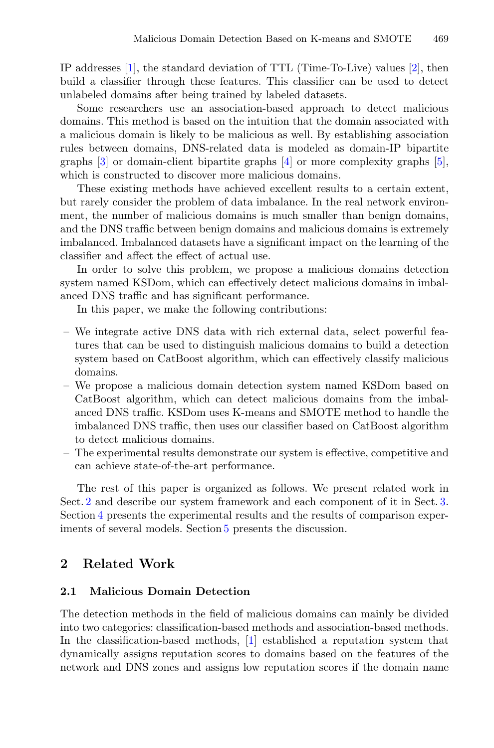IP addresses [1], the standard deviation of TTL (Time-To-Live) values [2], then build a classifier through these features. This classifier can be used to detect unlabeled domains after being trained by labeled datasets.

Some researchers use an association-based approach to detect malicious domains. This method is based on the intuition that the domain associated with a malicious domain is likely to be malicious as well. By establishing association rules between domains, DNS-related data is modeled as domain-IP bipartite graphs [3] or domain-client bipartite graphs [4] or more complexity graphs [5], which is constructed to discover more malicious domains.

These existing methods have achieved excellent results to a certain extent, but rarely consider the problem of data imbalance. In the real network environment, the number of malicious domains is much smaller than benign domains, and the DNS traffic between benign domains and malicious domains is extremely imbalanced. Imbalanced datasets have a significant impact on the learning of the classifier and affect the effect of actual use.

In order to solve this problem, we propose a malicious domains detection system named KSDom, which can effectively detect malicious domains in imbalanced DNS traffic and has significant performance.

In this paper, we make the following contributions:

- We integrate active DNS data with rich external data, select powerful features that can be used to distinguish malicious domains to build a detection system based on CatBoost algorithm, which can effectively classify malicious domains.
- We propose a malicious domain detection system named KSDom based on CatBoost algorithm, which can detect malicious domains from the imbalanced DNS traffic. KSDom uses K-means and SMOTE method to handle the imbalanced DNS traffic, then uses our classifier based on CatBoost algorithm to detect malicious domains.
- The experimental results demonstrate our system is effective, competitive and can achieve state-of-the-art performance.

The rest of this paper is organized as follows. We present related work in Sect. 2 and describe our system framework and each component of it in Sect. 3. Section 4 presents the experimental results and the results of comparison experiments of several models. Section 5 presents the discussion.

## 2 Related Work

### 2.1 Malicious Domain Detection

The detection methods in the field of malicious domains can mainly be divided into two categories: classification-based methods and association-based methods. In the classification-based methods, [1] established a reputation system that dynamically assigns reputation scores to domains based on the features of the network and DNS zones and assigns low reputation scores if the domain name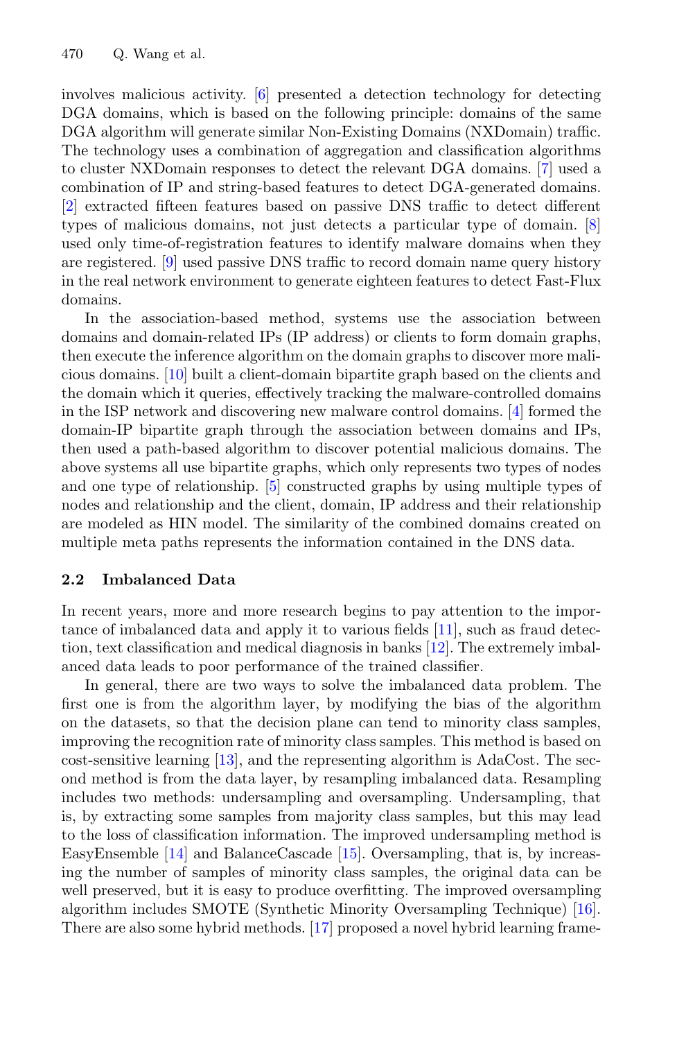involves malicious activity. [6] presented a detection technology for detecting DGA domains, which is based on the following principle: domains of the same DGA algorithm will generate similar Non-Existing Domains (NXDomain) traffic. The technology uses a combination of aggregation and classification algorithms to cluster NXDomain responses to detect the relevant DGA domains. [7] used a combination of IP and string-based features to detect DGA-generated domains. [2] extracted fifteen features based on passive DNS traffic to detect different types of malicious domains, not just detects a particular type of domain. [8] used only time-of-registration features to identify malware domains when they are registered. [9] used passive DNS traffic to record domain name query history in the real network environment to generate eighteen features to detect Fast-Flux domains.

In the association-based method, systems use the association between domains and domain-related IPs (IP address) or clients to form domain graphs, then execute the inference algorithm on the domain graphs to discover more malicious domains. [10] built a client-domain bipartite graph based on the clients and the domain which it queries, effectively tracking the malware-controlled domains in the ISP network and discovering new malware control domains. [4] formed the domain-IP bipartite graph through the association between domains and IPs, then used a path-based algorithm to discover potential malicious domains. The above systems all use bipartite graphs, which only represents two types of nodes and one type of relationship. [5] constructed graphs by using multiple types of nodes and relationship and the client, domain, IP address and their relationship are modeled as HIN model. The similarity of the combined domains created on multiple meta paths represents the information contained in the DNS data.

### 2.2 Imbalanced Data

In recent years, more and more research begins to pay attention to the importance of imbalanced data and apply it to various fields [11], such as fraud detection, text classification and medical diagnosis in banks [12]. The extremely imbalanced data leads to poor performance of the trained classifier.

In general, there are two ways to solve the imbalanced data problem. The first one is from the algorithm layer, by modifying the bias of the algorithm on the datasets, so that the decision plane can tend to minority class samples, improving the recognition rate of minority class samples. This method is based on cost-sensitive learning [13], and the representing algorithm is AdaCost. The second method is from the data layer, by resampling imbalanced data. Resampling includes two methods: undersampling and oversampling. Undersampling, that is, by extracting some samples from majority class samples, but this may lead to the loss of classification information. The improved undersampling method is EasyEnsemble [14] and BalanceCascade [15]. Oversampling, that is, by increasing the number of samples of minority class samples, the original data can be well preserved, but it is easy to produce overfitting. The improved oversampling algorithm includes SMOTE (Synthetic Minority Oversampling Technique) [16]. There are also some hybrid methods. [17] proposed a novel hybrid learning frame-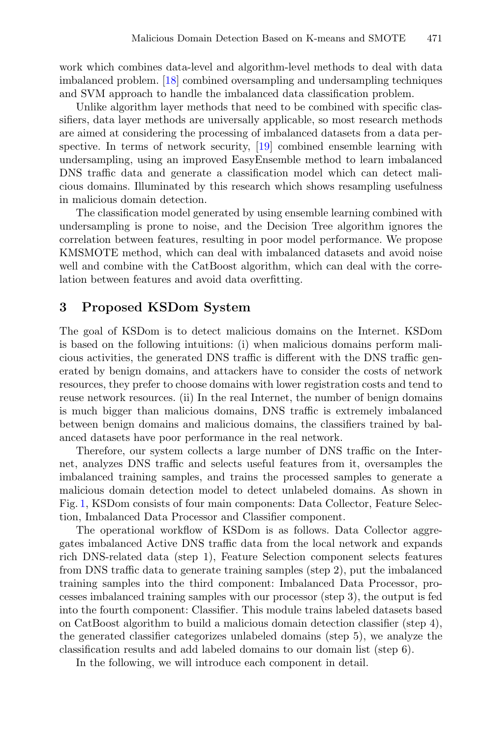work which combines data-level and algorithm-level methods to deal with data imbalanced problem. [18] combined oversampling and undersampling techniques and SVM approach to handle the imbalanced data classification problem.

Unlike algorithm layer methods that need to be combined with specific classifiers, data layer methods are universally applicable, so most research methods are aimed at considering the processing of imbalanced datasets from a data perspective. In terms of network security, [19] combined ensemble learning with undersampling, using an improved EasyEnsemble method to learn imbalanced DNS traffic data and generate a classification model which can detect malicious domains. Illuminated by this research which shows resampling usefulness in malicious domain detection.

The classification model generated by using ensemble learning combined with undersampling is prone to noise, and the Decision Tree algorithm ignores the correlation between features, resulting in poor model performance. We propose KMSMOTE method, which can deal with imbalanced datasets and avoid noise well and combine with the CatBoost algorithm, which can deal with the correlation between features and avoid data overfitting.

## 3 Proposed KSDom System

The goal of KSDom is to detect malicious domains on the Internet. KSDom is based on the following intuitions: (i) when malicious domains perform malicious activities, the generated DNS traffic is different with the DNS traffic generated by benign domains, and attackers have to consider the costs of network resources, they prefer to choose domains with lower registration costs and tend to reuse network resources. (ii) In the real Internet, the number of benign domains is much bigger than malicious domains, DNS traffic is extremely imbalanced between benign domains and malicious domains, the classifiers trained by balanced datasets have poor performance in the real network.

Therefore, our system collects a large number of DNS traffic on the Internet, analyzes DNS traffic and selects useful features from it, oversamples the imbalanced training samples, and trains the processed samples to generate a malicious domain detection model to detect unlabeled domains. As shown in Fig. 1, KSDom consists of four main components: Data Collector, Feature Selection, Imbalanced Data Processor and Classifier component.

The operational workflow of KSDom is as follows. Data Collector aggregates imbalanced Active DNS traffic data from the local network and expands rich DNS-related data (step 1), Feature Selection component selects features from DNS traffic data to generate training samples (step 2), put the imbalanced training samples into the third component: Imbalanced Data Processor, processes imbalanced training samples with our processor (step 3), the output is fed into the fourth component: Classifier. This module trains labeled datasets based on CatBoost algorithm to build a malicious domain detection classifier (step 4), the generated classifier categorizes unlabeled domains (step 5), we analyze the classification results and add labeled domains to our domain list (step 6).

In the following, we will introduce each component in detail.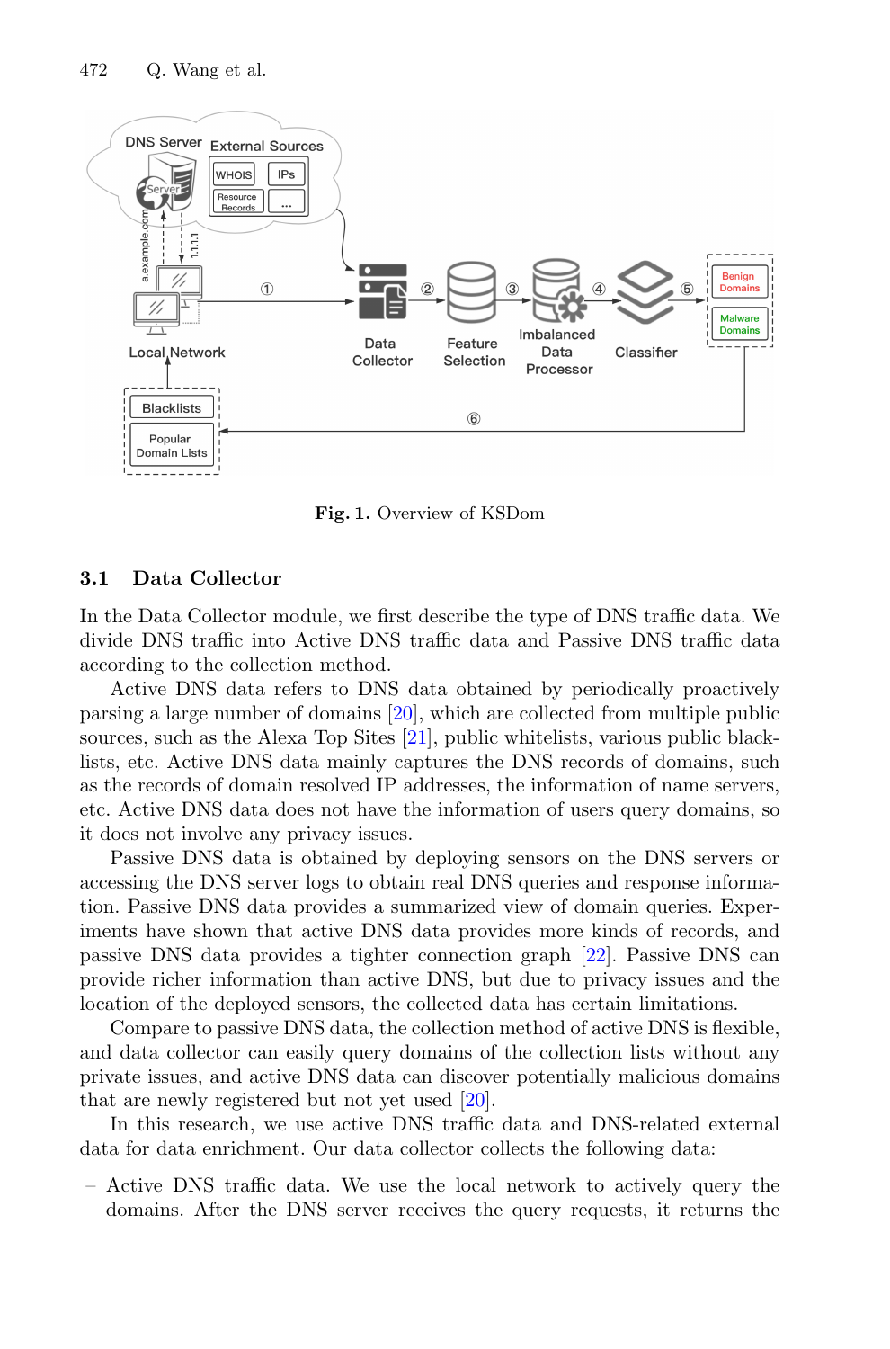Fig. 1. Overview of KSDom

### 3.1 Data Collector

In the Data Collector module, we first describe the type of DNS traffic data. We divide DNS traffic into Active DNS traffic data and Passive DNS traffic data according to the collection method.

Active DNS data refers to DNS data obtained by periodically proactively parsing a large number of domains [20], which are collected from multiple public sources, such as the Alexa Top Sites [21], public whitelists, various public blacklists, etc. Active DNS data mainly captures the DNS records of domains, such as the records of domain resolved IP addresses, the information of name servers, etc. Active DNS data does not have the information of users query domains, so it does not involve any privacy issues.

Passive DNS data is obtained by deploying sensors on the DNS servers or accessing the DNS server logs to obtain real DNS queries and response information. Passive DNS data provides a summarized view of domain queries. Experiments have shown that active DNS data provides more kinds of records, and passive DNS data provides a tighter connection graph [22]. Passive DNS can provide richer information than active DNS, but due to privacy issues and the location of the deployed sensors, the collected data has certain limitations.

Compare to passive DNS data, the collection method of active DNS is flexible, and data collector can easily query domains of the collection lists without any private issues, and active DNS data can discover potentially malicious domains that are newly registered but not yet used [20].

In this research, we use active DNS traffic data and DNS-related external data for data enrichment. Our data collector collects the following data:

– Active DNS traffic data. We use the local network to actively query the domains. After the DNS server receives the query requests, it returns the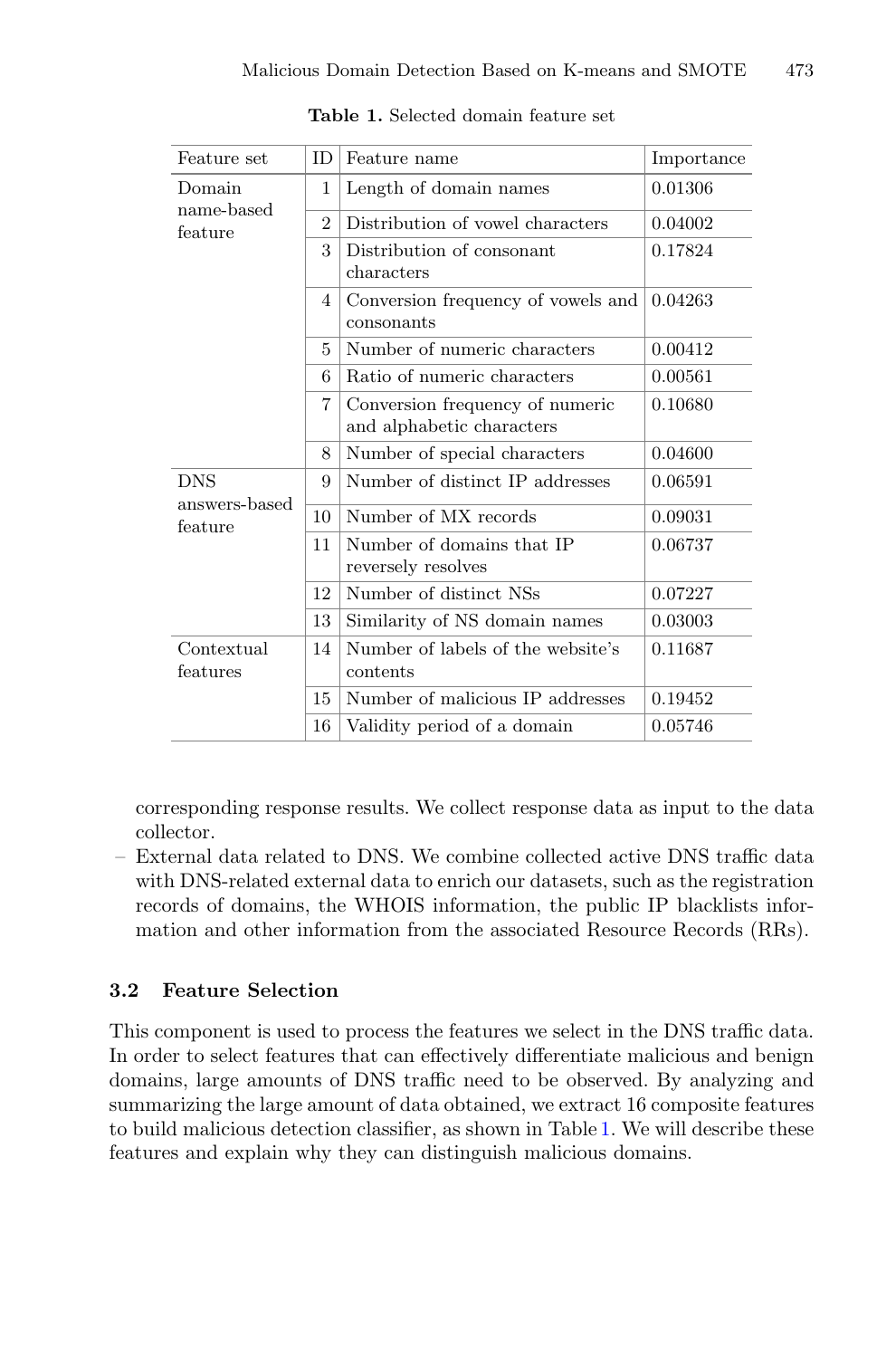**Table 1.** Selected domain feature set

| Feature set | ID | Feature name | Importance |
|---|---|---|---|
| Domain name-based feature | 1 | Length of domain names | 0.01306 |
| | 2 | Distribution of vowel characters | 0.04002 |
| | 3 | Distribution of consonant characters | 0.17824 |
| | 4 | Conversion frequency of vowels and consonants | 0.04263 |
| | 5 | Number of numeric characters | 0.00412 |
| | 6 | Ratio of numeric characters | 0.00561 |
| | 7 | Conversion frequency of numeric and alphabetic characters | 0.10680 |
| | 8 | Number of special characters | 0.04600 |
| DNS answers-based feature | 9 | Number of distinct IP addresses | 0.06591 |
| | 10 | Number of MX records | 0.09031 |
| | 11 | Number of domains that IP reversely resolves | 0.06737 |
| | 12 | Number of distinct NSs | 0.07227 |
| | 13 | Similarity of NS domain names | 0.03003 |
| Contextual features | 14 | Number of labels of the website's contents | 0.11687 |
| | 15 | Number of malicious IP addresses | 0.19452 |
| | 16 | Validity period of a domain | 0.05746 |

corresponding response results. We collect response data as input to the data collector.

– External data related to DNS. We combine collected active DNS traffic data with DNS-related external data to enrich our datasets, such as the registration records of domains, the WHOIS information, the public IP blacklists information and other information from the associated Resource Records (RRs).

### 3.2 Feature Selection

This component is used to process the features we select in the DNS traffic data. In order to select features that can effectively differentiate malicious and benign domains, large amounts of DNS traffic need to be observed. By analyzing and summarizing the large amount of data obtained, we extract 16 composite features to build malicious detection classifier, as shown in Table 1. We will describe these features and explain why they can distinguish malicious domains.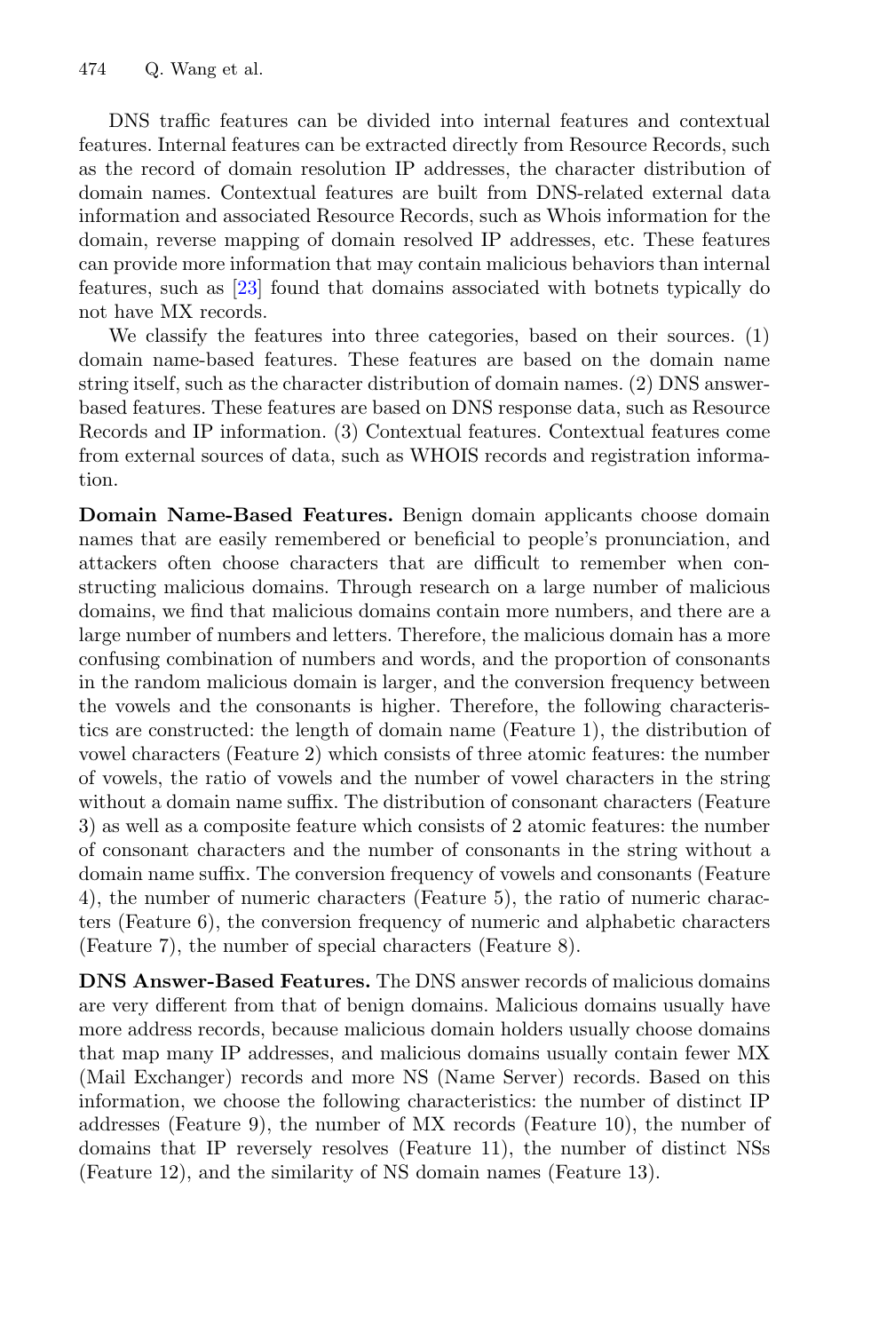DNS traffic features can be divided into internal features and contextual features. Internal features can be extracted directly from Resource Records, such as the record of domain resolution IP addresses, the character distribution of domain names. Contextual features are built from DNS-related external data information and associated Resource Records, such as Whois information for the domain, reverse mapping of domain resolved IP addresses, etc. These features can provide more information that may contain malicious behaviors than internal features, such as [23] found that domains associated with botnets typically do not have MX records.

We classify the features into three categories, based on their sources. (1) domain name-based features. These features are based on the domain name string itself, such as the character distribution of domain names. (2) DNS answer-based features. These features are based on DNS response data, such as Resource Records and IP information. (3) Contextual features. Contextual features come from external sources of data, such as WHOIS records and registration information.

**Domain Name-Based Features.** Benign domain applicants choose domain names that are easily remembered or beneficial to people's pronunciation, and attackers often choose characters that are difficult to remember when constructing malicious domains. Through research on a large number of malicious domains, we find that malicious domains contain more numbers, and there are a large number of numbers and letters. Therefore, the malicious domain has a more confusing combination of numbers and words, and the proportion of consonants in the random malicious domain is larger, and the conversion frequency between the vowels and the consonants is higher. Therefore, the following characteristics are constructed: the length of domain name (Feature 1), the distribution of vowel characters (Feature 2) which consists of three atomic features: the number of vowels, the ratio of vowels and the number of vowel characters in the string without a domain name suffix. The distribution of consonant characters (Feature 3) as well as a composite feature which consists of 2 atomic features: the number of consonant characters and the number of consonants in the string without a domain name suffix. The conversion frequency of vowels and consonants (Feature 4), the number of numeric characters (Feature 5), the ratio of numeric characters (Feature 6), the conversion frequency of numeric and alphabetic characters (Feature 7), the number of special characters (Feature 8).

**DNS Answer-Based Features.** The DNS answer records of malicious domains are very different from that of benign domains. Malicious domains usually have more address records, because malicious domain holders usually choose domains that map many IP addresses, and malicious domains usually contain fewer MX (Mail Exchanger) records and more NS (Name Server) records. Based on this information, we choose the following characteristics: the number of distinct IP addresses (Feature 9), the number of MX records (Feature 10), the number of domains that IP reversely resolves (Feature 11), the number of distinct NSs (Feature 12), and the similarity of NS domain names (Feature 13).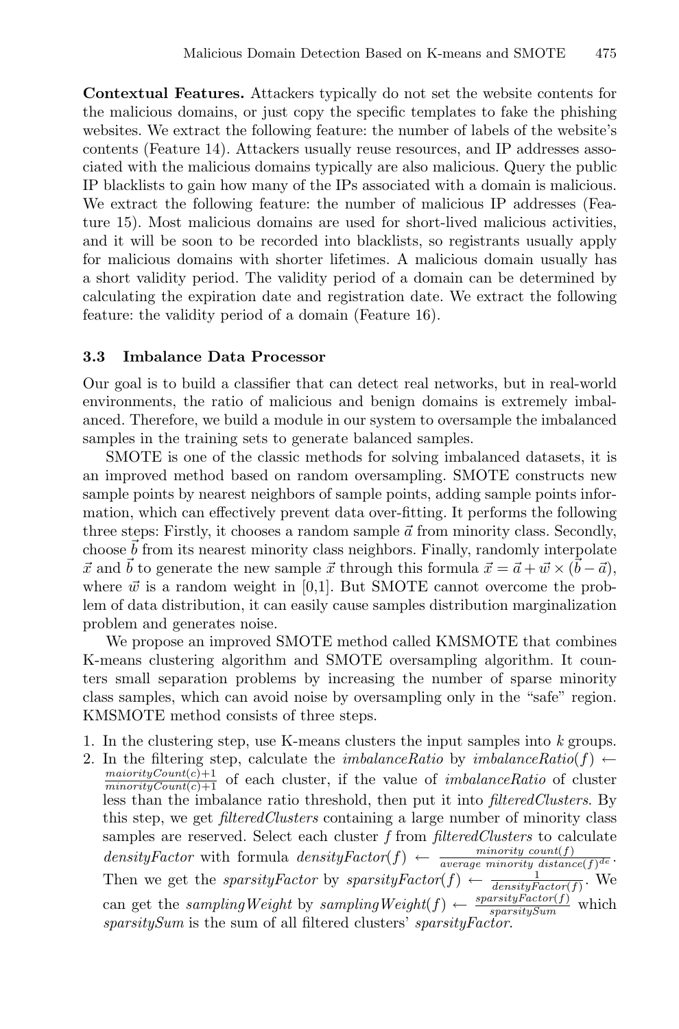**Contextual Features.** Attackers typically do not set the website contents for the malicious domains, or just copy the specific templates to fake the phishing websites. We extract the following feature: the number of labels of the website's contents (Feature 14). Attackers usually reuse resources, and IP addresses associated with the malicious domains typically are also malicious. Query the public IP blacklists to gain how many of the IPs associated with a domain is malicious. We extract the following feature: the number of malicious IP addresses (Feature 15). Most malicious domains are used for short-lived malicious activities, and it will be soon to be recorded into blacklists, so registrants usually apply for malicious domains with shorter lifetimes. A malicious domain usually has a short validity period. The validity period of a domain can be determined by calculating the expiration date and registration date. We extract the following feature: the validity period of a domain (Feature 16).

### 3.3 Imbalance Data Processor

Our goal is to build a classifier that can detect real networks, but in real-world environments, the ratio of malicious and benign domains is extremely imbalanced. Therefore, we build a module in our system to oversample the imbalanced samples in the training sets to generate balanced samples.

SMOTE is one of the classic methods for solving imbalanced datasets, it is an improved method based on random oversampling. SMOTE constructs new sample points by nearest neighbors of sample points, adding sample points information, which can effectively prevent data over-fitting. It performs the following three steps: Firstly, it chooses a random sample $\vec{a}$ from minority class. Secondly, choose $\vec{b}$ from its nearest minority class neighbors. Finally, randomly interpolate $\vec{x}$ and $\vec{b}$ to generate the new sample $\vec{x}$ through this formula $\vec{x} = \vec{a} + \vec{w} \times (\vec{b} - \vec{a})$, where $\vec{w}$ is a random weight in [0,1]. But SMOTE cannot overcome the problem of data distribution, it can easily cause samples distribution marginalization problem and generates noise.

We propose an improved SMOTE method called KMSMOTE that combines K-means clustering algorithm and SMOTE oversampling algorithm. It counters small separation problems by increasing the number of sparse minority class samples, which can avoid noise by oversampling only in the "safe" region. KMSMOTE method consists of three steps.

1. In the clustering step, use K-means clusters the input samples into $k$ groups.
2. In the filtering step, calculate the *imbalanceRatio* by $imbalanceRatio(f) \leftarrow \frac{maiorityCount(c)+1}{minorityCount(c)+1}$ of each cluster, if the value of *imbalanceRatio* of cluster less than the imbalance ratio threshold, then put it into *filteredClusters*. By this step, we get *filteredClusters* containing a large number of minority class samples are reserved. Select each cluster $f$ from *filteredClusters* to calculate *densityFactor* with formula $densityFactor(f) \leftarrow \frac{minority\ count(f)}{average\ minority\ distance(f)^{de}}$. Then we get the *sparsityFactor* by $sparsityFactor(f) \leftarrow \frac{1}{densityFactor(f)}$. We can get the *samplingWeight* by $samplingWeight(f) \leftarrow \frac{sparsityFactor(f)}{sparsitySum}$ which *sparsitySum* is the sum of all filtered clusters' *sparsityFactor*.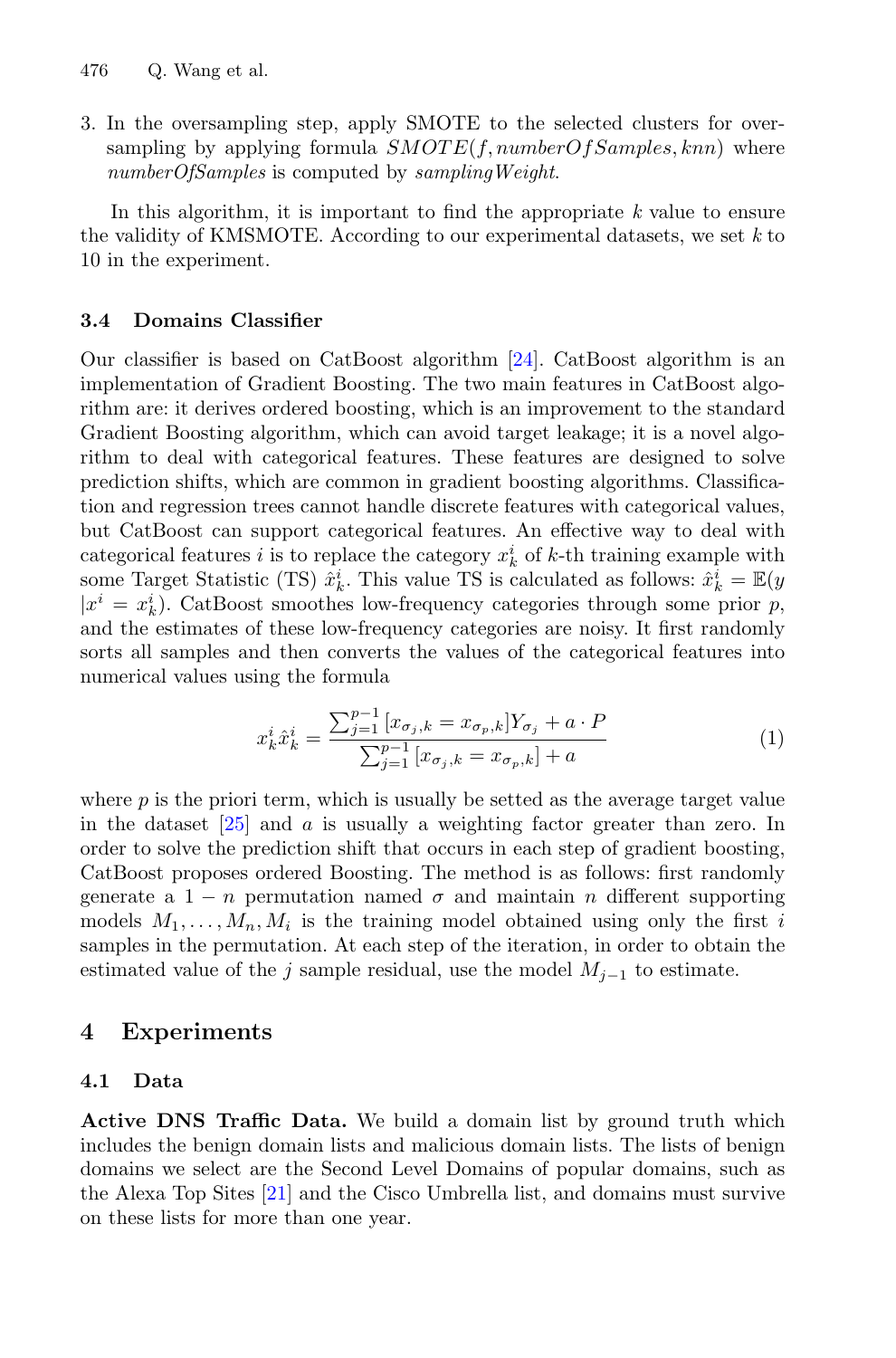3. In the oversampling step, apply SMOTE to the selected clusters for oversampling by applying formula $SMOTE(f, numberOfSamples, knn)$ where *numberOfSamples* is computed by *samplingWeight*.

In this algorithm, it is important to find the appropriate $k$ value to ensure the validity of KMSMOTE. According to our experimental datasets, we set $k$ to 10 in the experiment.

### 3.4 Domains Classifier

Our classifier is based on CatBoost algorithm [24]. CatBoost algorithm is an implementation of Gradient Boosting. The two main features in CatBoost algorithm are: it derives ordered boosting, which is an improvement to the standard Gradient Boosting algorithm, which can avoid target leakage; it is a novel algorithm to deal with categorical features. These features are designed to solve prediction shifts, which are common in gradient boosting algorithms. Classification and regression trees cannot handle discrete features with categorical values, but CatBoost can support categorical features. An effective way to deal with categorical features $i$ is to replace the category $x_k^i$ of $k$-th training example with some Target Statistic (TS) $\hat{x}_k^i$. This value TS is calculated as follows: $\hat{x}_k^i = \mathbb{E}(y \mid x^i = x_k^i)$. CatBoost smoothes low-frequency categories through some prior $p$, and the estimates of these low-frequency categories are noisy. It first randomly sorts all samples and then converts the values of the categorical features into numerical values using the formula

$$x_k^i \hat{x}_k^i = \frac{\sum_{j=1}^{p-1} [x_{\sigma_j,k} = x_{\sigma_p,k}] Y_{\sigma_j} + a \cdot P}{\sum_{j=1}^{p-1} [x_{\sigma_j,k} = x_{\sigma_p,k}] + a} \tag{1}$$

where $p$ is the priori term, which is usually be setted as the average target value in the dataset [25] and $a$ is usually a weighting factor greater than zero. In order to solve the prediction shift that occurs in each step of gradient boosting, CatBoost proposes ordered Boosting. The method is as follows: first randomly generate a $1-n$ permutation named $\sigma$ and maintain $n$ different supporting models $M_1, \ldots, M_n, M_i$ is the training model obtained using only the first $i$ samples in the permutation. At each step of the iteration, in order to obtain the estimated value of the $j$ sample residual, use the model $M_{j-1}$ to estimate.

## 4 Experiments

### 4.1 Data

**Active DNS Traffic Data.** We build a domain list by ground truth which includes the benign domain lists and malicious domain lists. The lists of benign domains we select are the Second Level Domains of popular domains, such as the Alexa Top Sites [21] and the Cisco Umbrella list, and domains must survive on these lists for more than one year.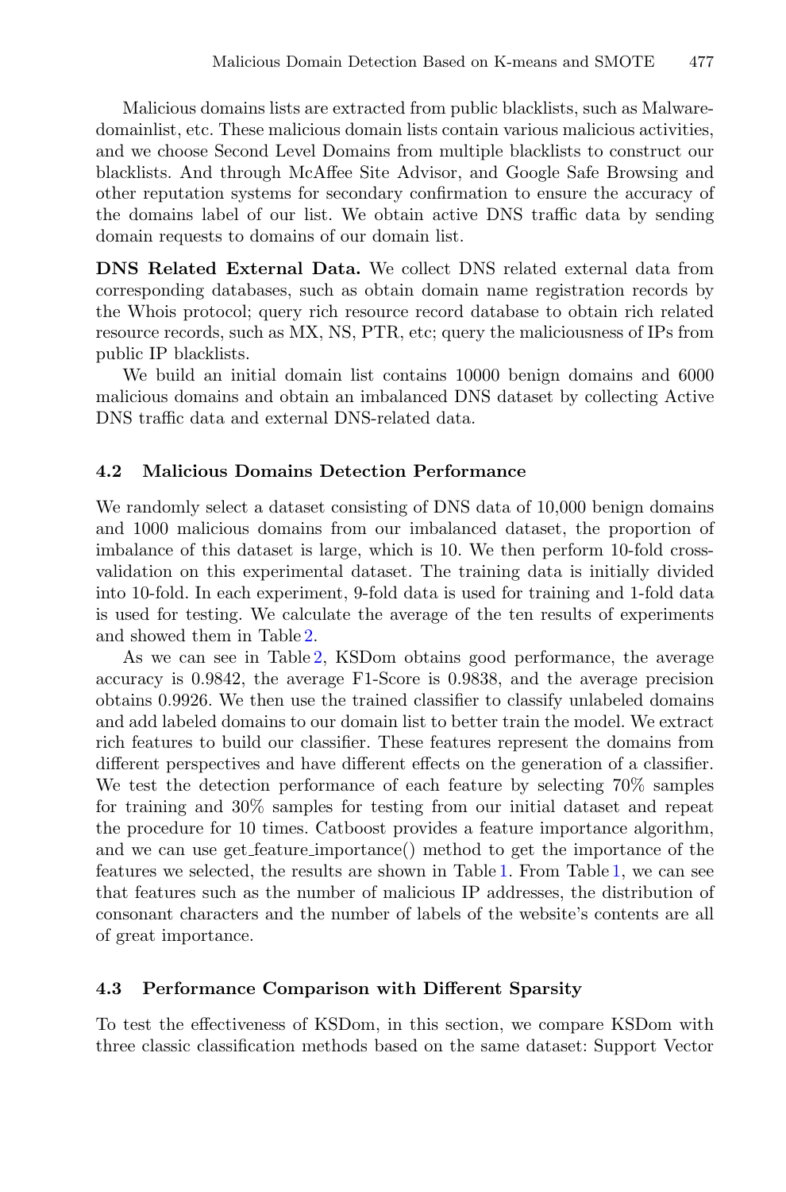Malicious domains lists are extracted from public blacklists, such as Malwaredomainlist, etc. These malicious domain lists contain various malicious activities, and we choose Second Level Domains from multiple blacklists to construct our blacklists. And through McAffee Site Advisor, and Google Safe Browsing and other reputation systems for secondary confirmation to ensure the accuracy of the domains label of our list. We obtain active DNS traffic data by sending domain requests to domains of our domain list.

**DNS Related External Data.** We collect DNS related external data from corresponding databases, such as obtain domain name registration records by the Whois protocol; query rich resource record database to obtain rich related resource records, such as MX, NS, PTR, etc; query the maliciousness of IPs from public IP blacklists.

We build an initial domain list contains 10000 benign domains and 6000 malicious domains and obtain an imbalanced DNS dataset by collecting Active DNS traffic data and external DNS-related data.

### 4.2 Malicious Domains Detection Performance

We randomly select a dataset consisting of DNS data of 10,000 benign domains and 1000 malicious domains from our imbalanced dataset, the proportion of imbalance of this dataset is large, which is 10. We then perform 10-fold cross-validation on this experimental dataset. The training data is initially divided into 10-fold. In each experiment, 9-fold data is used for training and 1-fold data is used for testing. We calculate the average of the ten results of experiments and showed them in Table 2.

As we can see in Table 2, KSDom obtains good performance, the average accuracy is 0.9842, the average F1-Score is 0.9838, and the average precision obtains 0.9926. We then use the trained classifier to classify unlabeled domains and add labeled domains to our domain list to better train the model. We extract rich features to build our classifier. These features represent the domains from different perspectives and have different effects on the generation of a classifier. We test the detection performance of each feature by selecting 70% samples for training and 30% samples for testing from our initial dataset and repeat the procedure for 10 times. Catboost provides a feature importance algorithm, and we can use get_feature_importance() method to get the importance of the features we selected, the results are shown in Table 1. From Table 1, we can see that features such as the number of malicious IP addresses, the distribution of consonant characters and the number of labels of the website's contents are all of great importance.

### 4.3 Performance Comparison with Different Sparsity

To test the effectiveness of KSDom, in this section, we compare KSDom with three classic classification methods based on the same dataset: Support Vector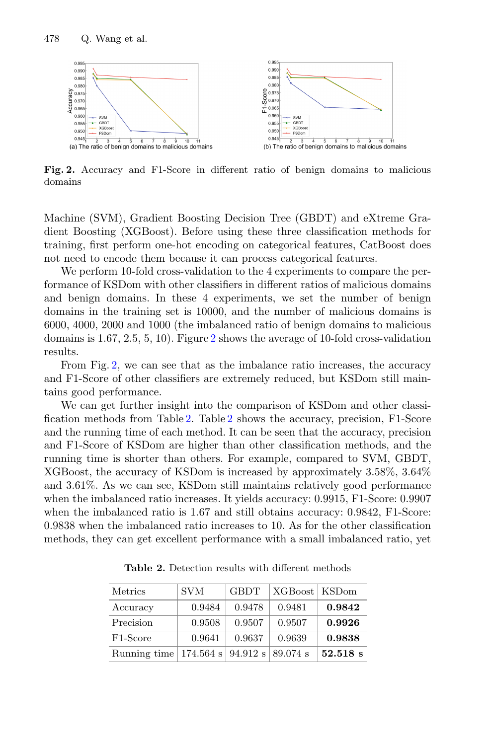Fig. 2. Accuracy and F1-Score in different ratio of benign domains to malicious domains

Machine (SVM), Gradient Boosting Decision Tree (GBDT) and eXtreme Gradient Boosting (XGBoost). Before using these three classification methods for training, first perform one-hot encoding on categorical features, CatBoost does not need to encode them because it can process categorical features.

We perform 10-fold cross-validation to the 4 experiments to compare the performance of KSDom with other classifiers in different ratios of malicious domains and benign domains. In these 4 experiments, we set the number of benign domains in the training set is 10000, and the number of malicious domains is 6000, 4000, 2000 and 1000 (the imbalanced ratio of benign domains to malicious domains is 1.67, 2.5, 5, 10). Figure 2 shows the average of 10-fold cross-validation results.

From Fig. 2, we can see that as the imbalance ratio increases, the accuracy and F1-Score of other classifiers are extremely reduced, but KSDom still maintains good performance.

We can get further insight into the comparison of KSDom and other classification methods from Table 2. Table 2 shows the accuracy, precision, F1-Score and the running time of each method. It can be seen that the accuracy, precision and F1-Score of KSDom are higher than other classification methods, and the running time is shorter than others. For example, compared to SVM, GBDT, XGBoost, the accuracy of KSDom is increased by approximately 3.58%, 3.64% and 3.61%. As we can see, KSDom still maintains relatively good performance when the imbalanced ratio increases. It yields accuracy: 0.9915, F1-Score: 0.9907 when the imbalanced ratio is 1.67 and still obtains accuracy: 0.9842, F1-Score: 0.9838 when the imbalanced ratio increases to 10. As for the other classification methods, they can get excellent performance with a small imbalanced ratio, yet

**Table 2.** Detection results with different methods

| Metrics | SVM | GBDT | XGBoost | KSDom |
|---|---|---|---|---|
| Accuracy | 0.9484 | 0.9478 | 0.9481 | **0.9842** |
| Precision | 0.9508 | 0.9507 | 0.9507 | **0.9926** |
| F1-Score | 0.9641 | 0.9637 | 0.9639 | **0.9838** |
| Running time | 174.564 s | 94.912 s | 89.074 s | **52.518 s** |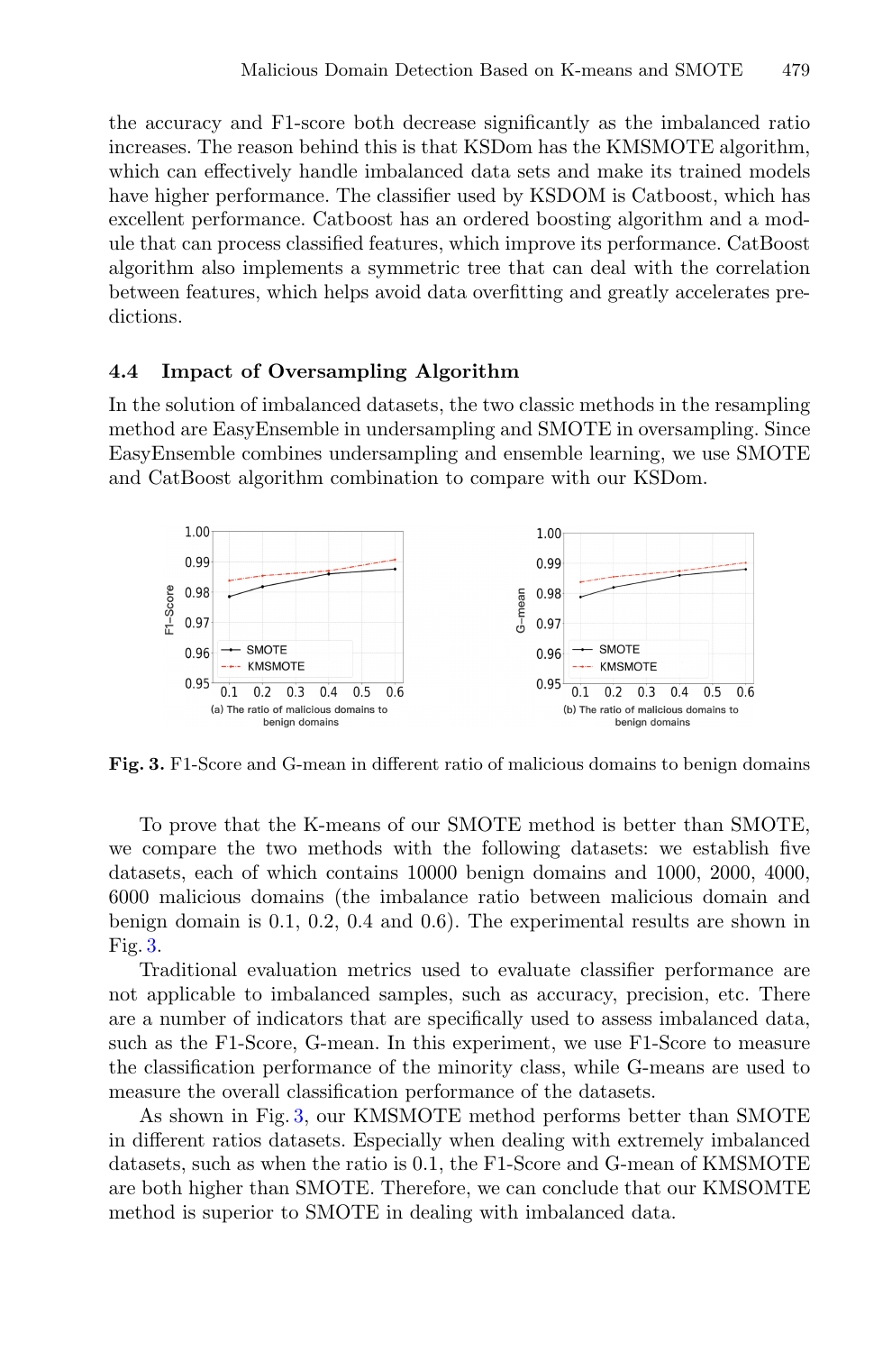the accuracy and F1-score both decrease significantly as the imbalanced ratio increases. The reason behind this is that KSDom has the KMSMOTE algorithm, which can effectively handle imbalanced data sets and make its trained models have higher performance. The classifier used by KSDOM is Catboost, which has excellent performance. Catboost has an ordered boosting algorithm and a module that can process classified features, which improve its performance. CatBoost algorithm also implements a symmetric tree that can deal with the correlation between features, which helps avoid data overfitting and greatly accelerates predictions.

### 4.4 Impact of Oversampling Algorithm

In the solution of imbalanced datasets, the two classic methods in the resampling method are EasyEnsemble in undersampling and SMOTE in oversampling. Since EasyEnsemble combines undersampling and ensemble learning, we use SMOTE and CatBoost algorithm combination to compare with our KSDom.

**Fig. 3.** F1-Score and G-mean in different ratio of malicious domains to benign domains

To prove that the K-means of our SMOTE method is better than SMOTE, we compare the two methods with the following datasets: we establish five datasets, each of which contains 10000 benign domains and 1000, 2000, 4000, 6000 malicious domains (the imbalance ratio between malicious domain and benign domain is 0.1, 0.2, 0.4 and 0.6). The experimental results are shown in Fig. 3.

Traditional evaluation metrics used to evaluate classifier performance are not applicable to imbalanced samples, such as accuracy, precision, etc. There are a number of indicators that are specifically used to assess imbalanced data, such as the F1-Score, G-mean. In this experiment, we use F1-Score to measure the classification performance of the minority class, while G-means are used to measure the overall classification performance of the datasets.

As shown in Fig. 3, our KMSMOTE method performs better than SMOTE in different ratios datasets. Especially when dealing with extremely imbalanced datasets, such as when the ratio is 0.1, the F1-Score and G-mean of KMSMOTE are both higher than SMOTE. Therefore, we can conclude that our KMSOMTE method is superior to SMOTE in dealing with imbalanced data.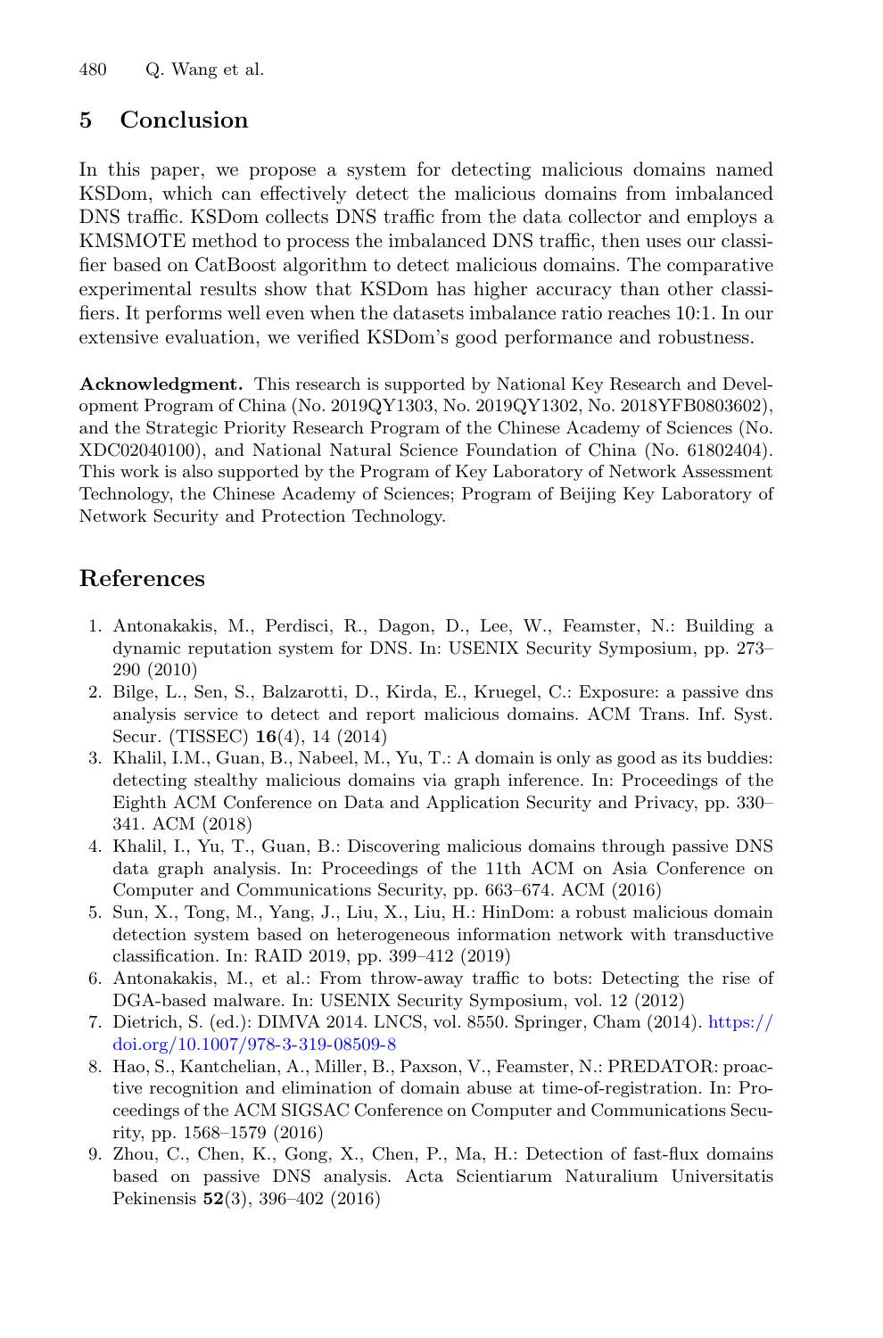## 5 Conclusion

In this paper, we propose a system for detecting malicious domains named KSDom, which can effectively detect the malicious domains from imbalanced DNS traffic. KSDom collects DNS traffic from the data collector and employs a KMSMOTE method to process the imbalanced DNS traffic, then uses our classifier based on CatBoost algorithm to detect malicious domains. The comparative experimental results show that KSDom has higher accuracy than other classifiers. It performs well even when the datasets imbalance ratio reaches 10:1. In our extensive evaluation, we verified KSDom's good performance and robustness.

**Acknowledgment.** This research is supported by National Key Research and Development Program of China (No. 2019QY1303, No. 2019QY1302, No. 2018YFB0803602), and the Strategic Priority Research Program of the Chinese Academy of Sciences (No. XDC02040100), and National Natural Science Foundation of China (No. 61802404). This work is also supported by the Program of Key Laboratory of Network Assessment Technology, the Chinese Academy of Sciences; Program of Beijing Key Laboratory of Network Security and Protection Technology.

## References

1. Antonakakis, M., Perdisci, R., Dagon, D., Lee, W., Feamster, N.: Building a dynamic reputation system for DNS. In: USENIX Security Symposium, pp. 273–290 (2010)
2. Bilge, L., Sen, S., Balzarotti, D., Kirda, E., Kruegel, C.: Exposure: a passive dns analysis service to detect and report malicious domains. ACM Trans. Inf. Syst. Secur. (TISSEC) **16**(4), 14 (2014)
3. Khalil, I.M., Guan, B., Nabeel, M., Yu, T.: A domain is only as good as its buddies: detecting stealthy malicious domains via graph inference. In: Proceedings of the Eighth ACM Conference on Data and Application Security and Privacy, pp. 330–341. ACM (2018)
4. Khalil, I., Yu, T., Guan, B.: Discovering malicious domains through passive DNS data graph analysis. In: Proceedings of the 11th ACM on Asia Conference on Computer and Communications Security, pp. 663–674. ACM (2016)
5. Sun, X., Tong, M., Yang, J., Liu, X., Liu, H.: HinDom: a robust malicious domain detection system based on heterogeneous information network with transductive classification. In: RAID 2019, pp. 399–412 (2019)
6. Antonakakis, M., et al.: From throw-away traffic to bots: Detecting the rise of DGA-based malware. In: USENIX Security Symposium, vol. 12 (2012)
7. Dietrich, S. (ed.): DIMVA 2014. LNCS, vol. 8550. Springer, Cham (2014). https://doi.org/10.1007/978-3-319-08509-8
8. Hao, S., Kantchelian, A., Miller, B., Paxson, V., Feamster, N.: PREDATOR: proactive recognition and elimination of domain abuse at time-of-registration. In: Proceedings of the ACM SIGSAC Conference on Computer and Communications Security, pp. 1568–1579 (2016)
9. Zhou, C., Chen, K., Gong, X., Chen, P., Ma, H.: Detection of fast-flux domains based on passive DNS analysis. Acta Scientiarum Naturalium Universitatis Pekinensis **52**(3), 396–402 (2016)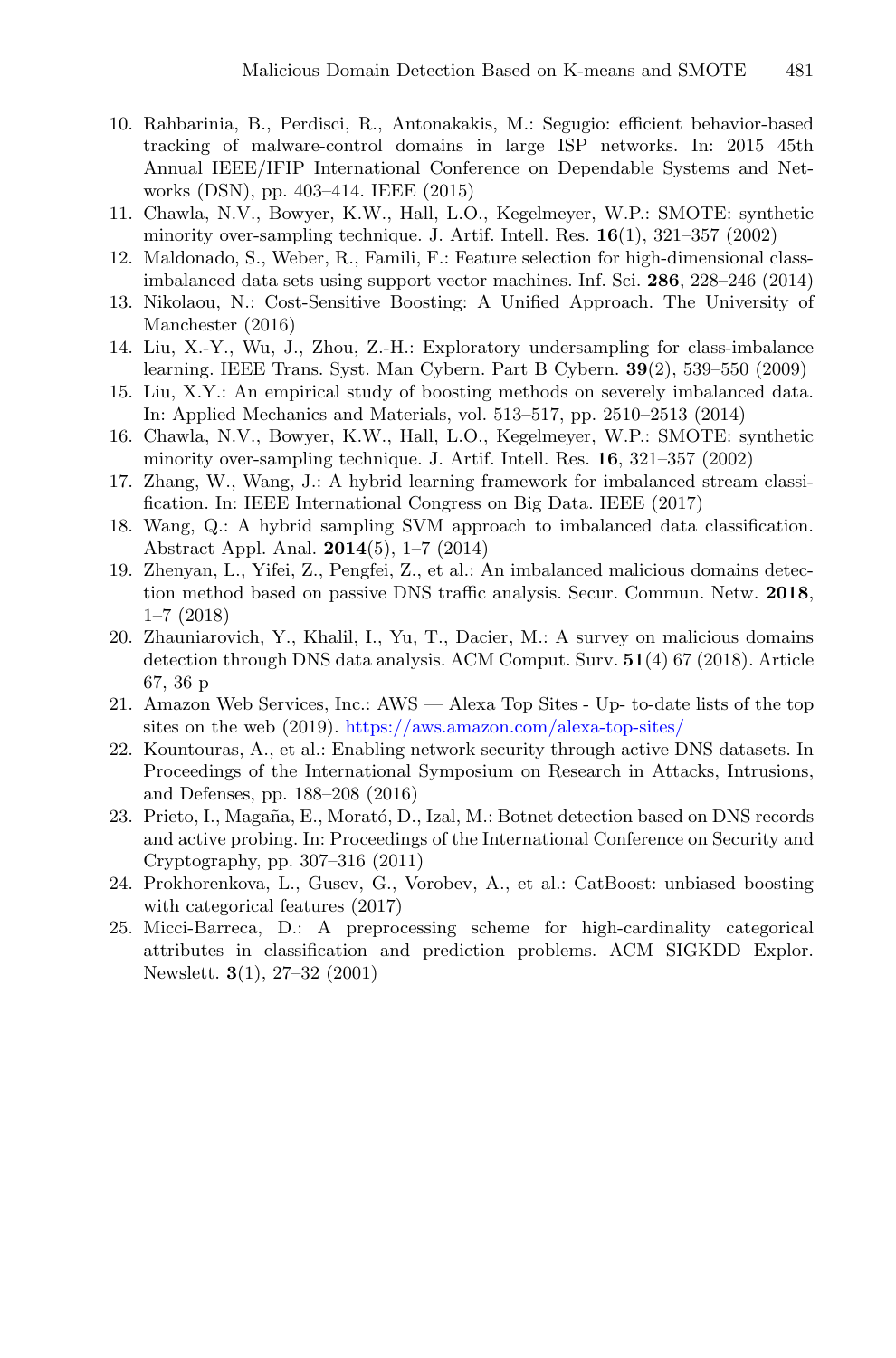10. Rahbarinia, B., Perdisci, R., Antonakakis, M.: Segugio: efficient behavior-based tracking of malware-control domains in large ISP networks. In: 2015 45th Annual IEEE/IFIP International Conference on Dependable Systems and Networks (DSN), pp. 403–414. IEEE (2015)
11. Chawla, N.V., Bowyer, K.W., Hall, L.O., Kegelmeyer, W.P.: SMOTE: synthetic minority over-sampling technique. J. Artif. Intell. Res. **16**(1), 321–357 (2002)
12. Maldonado, S., Weber, R., Famili, F.: Feature selection for high-dimensional class-imbalanced data sets using support vector machines. Inf. Sci. **286**, 228–246 (2014)
13. Nikolaou, N.: Cost-Sensitive Boosting: A Unified Approach. The University of Manchester (2016)
14. Liu, X.-Y., Wu, J., Zhou, Z.-H.: Exploratory undersampling for class-imbalance learning. IEEE Trans. Syst. Man Cybern. Part B Cybern. **39**(2), 539–550 (2009)
15. Liu, X.Y.: An empirical study of boosting methods on severely imbalanced data. In: Applied Mechanics and Materials, vol. 513–517, pp. 2510–2513 (2014)
16. Chawla, N.V., Bowyer, K.W., Hall, L.O., Kegelmeyer, W.P.: SMOTE: synthetic minority over-sampling technique. J. Artif. Intell. Res. **16**, 321–357 (2002)
17. Zhang, W., Wang, J.: A hybrid learning framework for imbalanced stream classification. In: IEEE International Congress on Big Data. IEEE (2017)
18. Wang, Q.: A hybrid sampling SVM approach to imbalanced data classification. Abstract Appl. Anal. **2014**(5), 1–7 (2014)
19. Zhenyan, L., Yifei, Z., Pengfei, Z., et al.: An imbalanced malicious domains detection method based on passive DNS traffic analysis. Secur. Commun. Netw. **2018**, 1–7 (2018)
20. Zhauniarovich, Y., Khalil, I., Yu, T., Dacier, M.: A survey on malicious domains detection through DNS data analysis. ACM Comput. Surv. **51**(4) 67 (2018). Article 67, 36 p
21. Amazon Web Services, Inc.: AWS — Alexa Top Sites - Up- to-date lists of the top sites on the web (2019). https://aws.amazon.com/alexa-top-sites/
22. Kountouras, A., et al.: Enabling network security through active DNS datasets. In Proceedings of the International Symposium on Research in Attacks, Intrusions, and Defenses, pp. 188–208 (2016)
23. Prieto, I., Magaña, E., Morató, D., Izal, M.: Botnet detection based on DNS records and active probing. In: Proceedings of the International Conference on Security and Cryptography, pp. 307–316 (2011)
24. Prokhorenkova, L., Gusev, G., Vorobev, A., et al.: CatBoost: unbiased boosting with categorical features (2017)
25. Micci-Barreca, D.: A preprocessing scheme for high-cardinality categorical attributes in classification and prediction problems. ACM SIGKDD Explor. Newslett. **3**(1), 27–32 (2001)